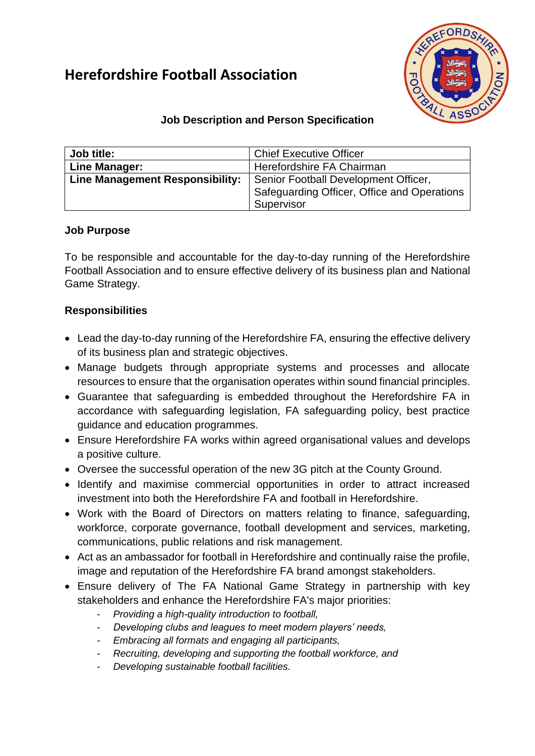# Herefordshire Football Association

**Job Description and Person Specification**

| **Job title:** | Chief Executive Officer |
|---|---|
| **Line Manager:** | Herefordshire FA Chairman |
| **Line Management Responsibility:** | Senior Football Development Officer, Safeguarding Officer, Office and Operations Supervisor |

**Job Purpose**

To be responsible and accountable for the day-to-day running of the Herefordshire Football Association and to ensure effective delivery of its business plan and National Game Strategy.

**Responsibilities**

- Lead the day-to-day running of the Herefordshire FA, ensuring the effective delivery of its business plan and strategic objectives.
- Manage budgets through appropriate systems and processes and allocate resources to ensure that the organisation operates within sound financial principles.
- Guarantee that safeguarding is embedded throughout the Herefordshire FA in accordance with safeguarding legislation, FA safeguarding policy, best practice guidance and education programmes.
- Ensure Herefordshire FA works within agreed organisational values and develops a positive culture.
- Oversee the successful operation of the new 3G pitch at the County Ground.
- Identify and maximise commercial opportunities in order to attract increased investment into both the Herefordshire FA and football in Herefordshire.
- Work with the Board of Directors on matters relating to finance, safeguarding, workforce, corporate governance, football development and services, marketing, communications, public relations and risk management.
- Act as an ambassador for football in Herefordshire and continually raise the profile, image and reputation of the Herefordshire FA brand amongst stakeholders.
- Ensure delivery of The FA National Game Strategy in partnership with key stakeholders and enhance the Herefordshire FA's major priorities:
    - *Providing a high-quality introduction to football,*
    - *Developing clubs and leagues to meet modern players' needs,*
    - *Embracing all formats and engaging all participants,*
    - *Recruiting, developing and supporting the football workforce, and*
    - *Developing sustainable football facilities.*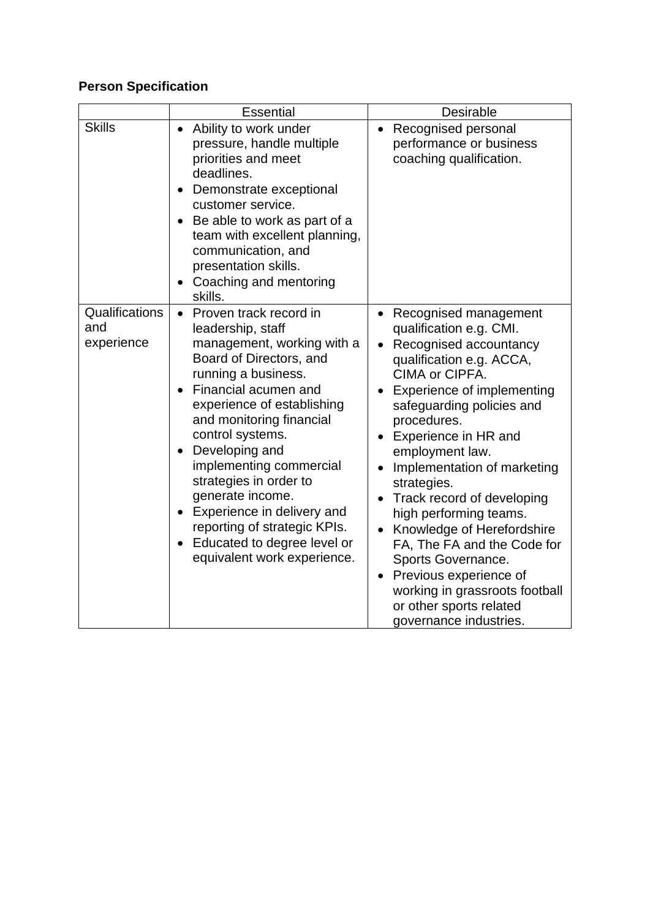**Person Specification**

| | Essential | Desirable |
|---|---|---|
| Skills | • Ability to work under pressure, handle multiple priorities and meet deadlines.<br>• Demonstrate exceptional customer service.<br>• Be able to work as part of a team with excellent planning, communication, and presentation skills.<br>• Coaching and mentoring skills. | • Recognised personal performance or business coaching qualification. |
| Qualifications and experience | • Proven track record in leadership, staff management, working with a Board of Directors, and running a business.<br>• Financial acumen and experience of establishing and monitoring financial control systems.<br>• Developing and implementing commercial strategies in order to generate income.<br>• Experience in delivery and reporting of strategic KPIs.<br>• Educated to degree level or equivalent work experience. | • Recognised management qualification e.g. CMI.<br>• Recognised accountancy qualification e.g. ACCA, CIMA or CIPFA.<br>• Experience of implementing safeguarding policies and procedures.<br>• Experience in HR and employment law.<br>• Implementation of marketing strategies.<br>• Track record of developing high performing teams.<br>• Knowledge of Herefordshire FA, The FA and the Code for Sports Governance.<br>• Previous experience of working in grassroots football or other sports related governance industries. |